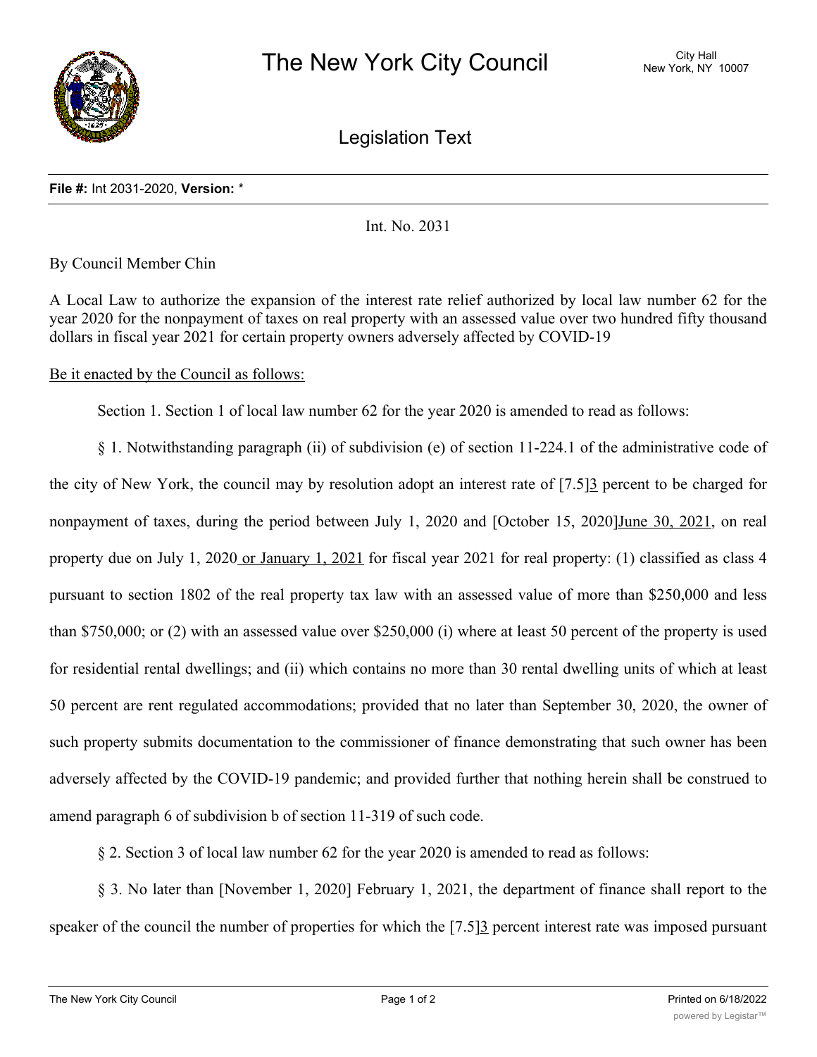# The New York City Council

City Hall
New York, NY 10007

## Legislation Text

**File #:** Int 2031-2020, **Version:** *

Int. No. 2031

By Council Member Chin

A Local Law to authorize the expansion of the interest rate relief authorized by local law number 62 for the year 2020 for the nonpayment of taxes on real property with an assessed value over two hundred fifty thousand dollars in fiscal year 2021 for certain property owners adversely affected by COVID-19

Be it enacted by the Council as follows:

Section 1. Section 1 of local law number 62 for the year 2020 is amended to read as follows:

§ 1. Notwithstanding paragraph (ii) of subdivision (e) of section 11-224.1 of the administrative code of the city of New York, the council may by resolution adopt an interest rate of [7.5]3 percent to be charged for nonpayment of taxes, during the period between July 1, 2020 and [October 15, 2020]June 30, 2021, on real property due on July 1, 2020 or January 1, 2021 for fiscal year 2021 for real property: (1) classified as class 4 pursuant to section 1802 of the real property tax law with an assessed value of more than $250,000 and less than $750,000; or (2) with an assessed value over $250,000 (i) where at least 50 percent of the property is used for residential rental dwellings; and (ii) which contains no more than 30 rental dwelling units of which at least 50 percent are rent regulated accommodations; provided that no later than September 30, 2020, the owner of such property submits documentation to the commissioner of finance demonstrating that such owner has been adversely affected by the COVID-19 pandemic; and provided further that nothing herein shall be construed to amend paragraph 6 of subdivision b of section 11-319 of such code.

§ 2. Section 3 of local law number 62 for the year 2020 is amended to read as follows:

§ 3. No later than [November 1, 2020] February 1, 2021, the department of finance shall report to the speaker of the council the number of properties for which the [7.5]3 percent interest rate was imposed pursuant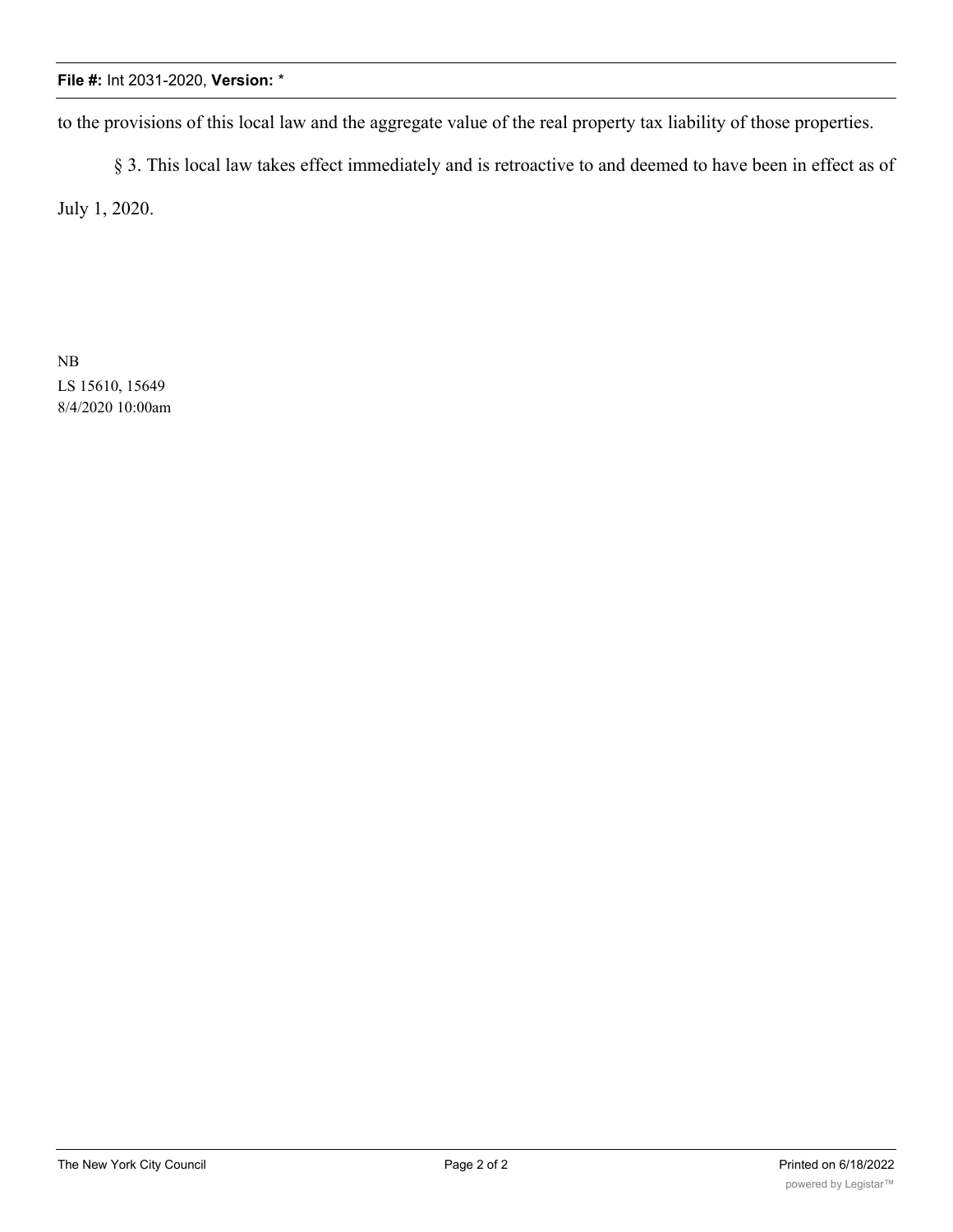to the provisions of this local law and the aggregate value of the real property tax liability of those properties.

§ 3. This local law takes effect immediately and is retroactive to and deemed to have been in effect as of July 1, 2020.

NB
LS 15610, 15649
8/4/2020 10:00am